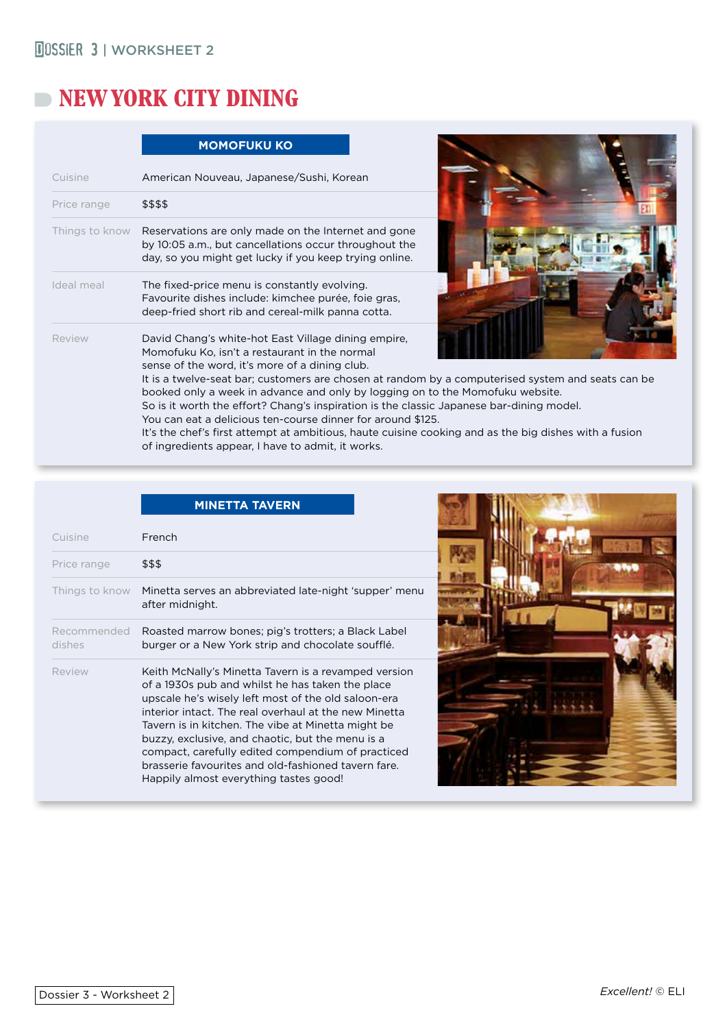# NEW YORK CITY DINING

## MOMOFUKU KO

| | |
|---|---|
| Cuisine | American Nouveau, Japanese/Sushi, Korean |
| Price range | $$$$ |
| Things to know | Reservations are only made on the Internet and gone by 10:05 a.m., but cancellations occur throughout the day, so you might get lucky if you keep trying online. |
| Ideal meal | The fixed-price menu is constantly evolving. Favourite dishes include: kimchee purée, foie gras, deep-fried short rib and cereal-milk panna cotta. |
| Review | David Chang's white-hot East Village dining empire, Momofuku Ko, isn't a restaurant in the normal sense of the word, it's more of a dining club. It is a twelve-seat bar; customers are chosen at random by a computerised system and seats can be booked only a week in advance and only by logging on to the Momofuku website. So is it worth the effort? Chang's inspiration is the classic Japanese bar-dining model. You can eat a delicious ten-course dinner for around $125. It's the chef's first attempt at ambitious, haute cuisine cooking and as the big dishes with a fusion of ingredients appear, I have to admit, it works. |

## MINETTA TAVERN

| | |
|---|---|
| Cuisine | French |
| Price range | $$$ |
| Things to know | Minetta serves an abbreviated late-night 'supper' menu after midnight. |
| Recommended dishes | Roasted marrow bones; pig's trotters; a Black Label burger or a New York strip and chocolate soufflé. |
| Review | Keith McNally's Minetta Tavern is a revamped version of a 1930s pub and whilst he has taken the place upscale he's wisely left most of the old saloon-era interior intact. The real overhaul at the new Minetta Tavern is in kitchen. The vibe at Minetta might be buzzy, exclusive, and chaotic, but the menu is a compact, carefully edited compendium of practiced brasserie favourites and old-fashioned tavern fare. Happily almost everything tastes good! |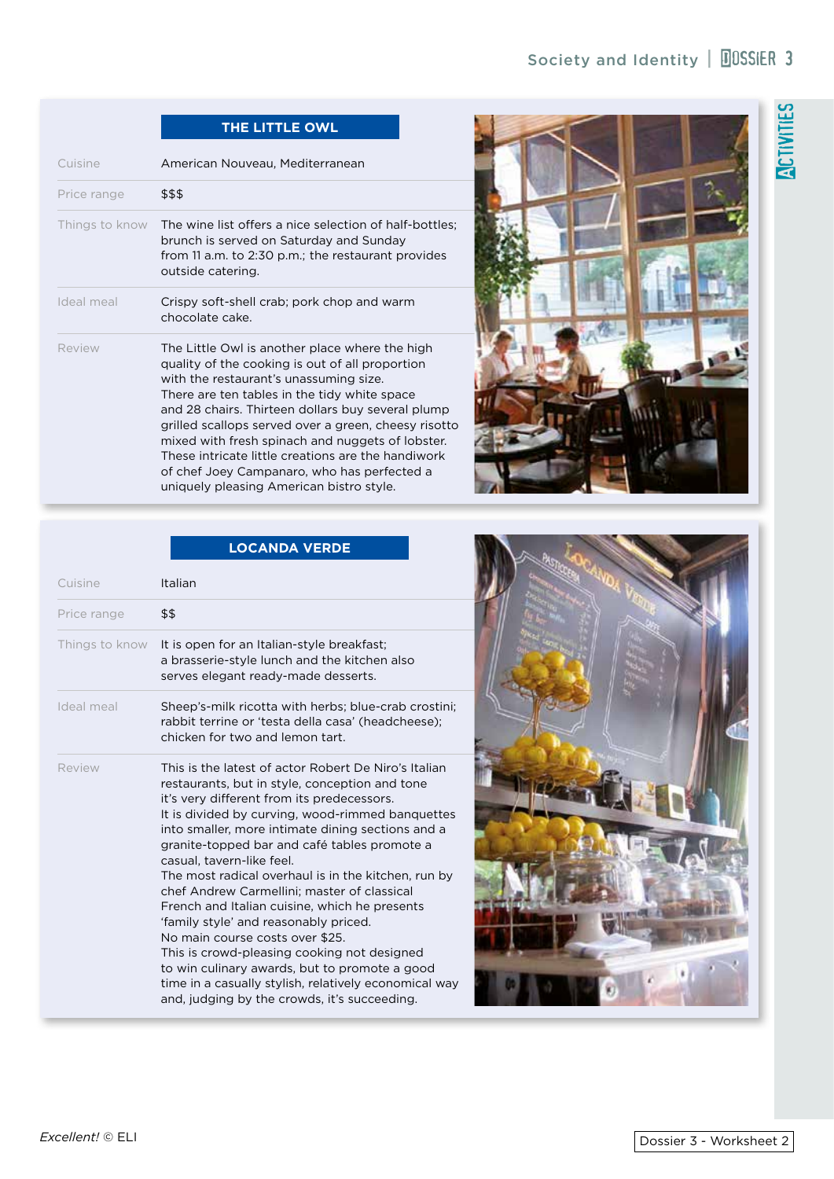## THE LITTLE OWL

| | |
|---|---|
| Cuisine | American Nouveau, Mediterranean |
| Price range | $$$ |
| Things to know | The wine list offers a nice selection of half-bottles; brunch is served on Saturday and Sunday from 11 a.m. to 2:30 p.m.; the restaurant provides outside catering. |
| Ideal meal | Crispy soft-shell crab; pork chop and warm chocolate cake. |
| Review | The Little Owl is another place where the high quality of the cooking is out of all proportion with the restaurant's unassuming size. There are ten tables in the tidy white space and 28 chairs. Thirteen dollars buy several plump grilled scallops served over a green, cheesy risotto mixed with fresh spinach and nuggets of lobster. These intricate little creations are the handiwork of chef Joey Campanaro, who has perfected a uniquely pleasing American bistro style. |

## LOCANDA VERDE

| | |
|---|---|
| Cuisine | Italian |
| Price range | $$ |
| Things to know | It is open for an Italian-style breakfast; a brasserie-style lunch and the kitchen also serves elegant ready-made desserts. |
| Ideal meal | Sheep's-milk ricotta with herbs; blue-crab crostini; rabbit terrine or 'testa della casa' (headcheese); chicken for two and lemon tart. |
| Review | This is the latest of actor Robert De Niro's Italian restaurants, but in style, conception and tone it's very different from its predecessors. It is divided by curving, wood-rimmed banquettes into smaller, more intimate dining sections and a granite-topped bar and café tables promote a casual, tavern-like feel. The most radical overhaul is in the kitchen, run by chef Andrew Carmellini; master of classical French and Italian cuisine, which he presents 'family style' and reasonably priced. No main course costs over $25. This is crowd-pleasing cooking not designed to win culinary awards, but to promote a good time in a casually stylish, relatively economical way and, judging by the crowds, it's succeeding. |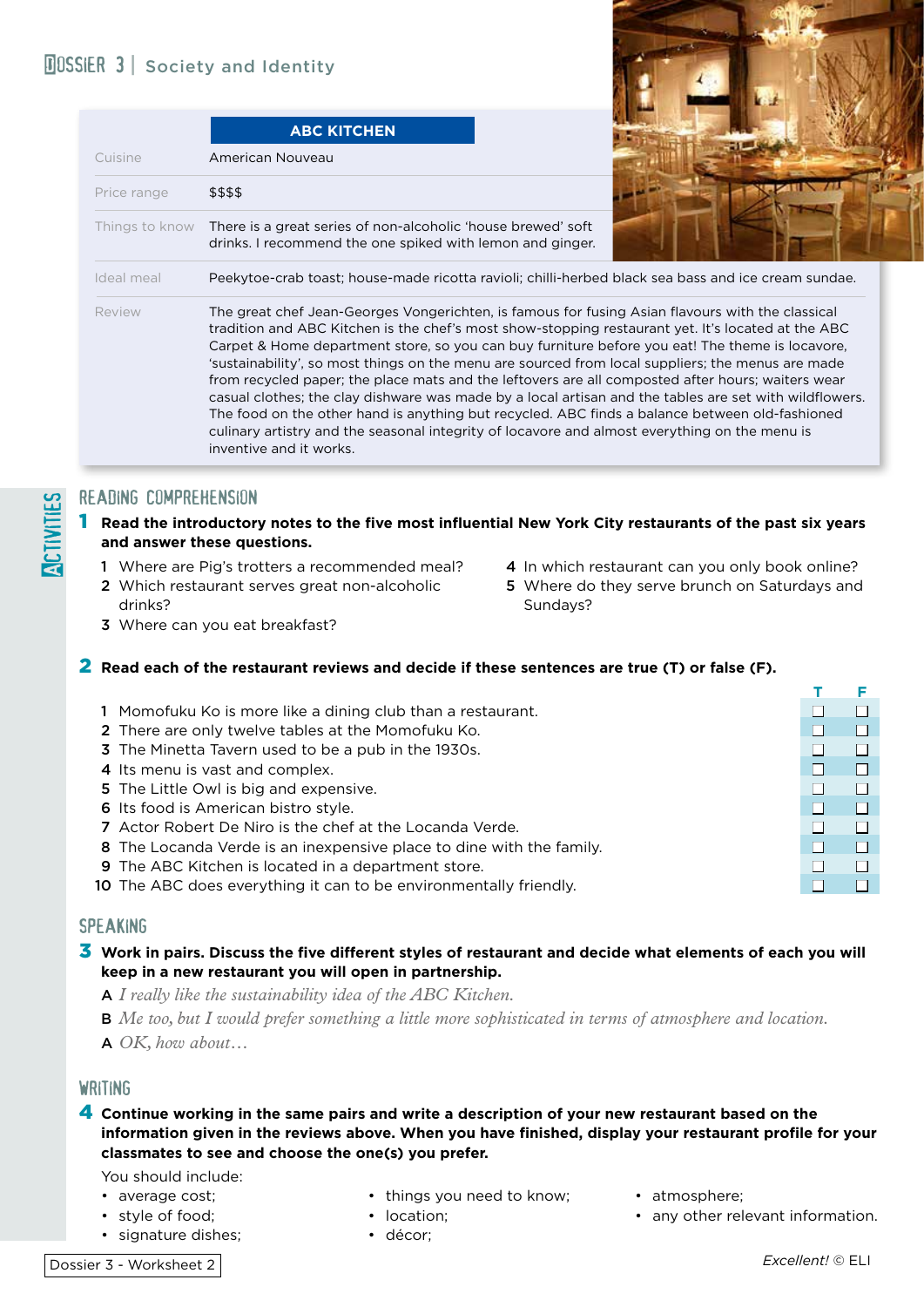## DOSSIER 3 | Society and Identity

| | ABC KITCHEN |
|---|---|
| Cuisine | American Nouveau |
| Price range | $$$$ |
| Things to know | There is a great series of non-alcoholic 'house brewed' soft drinks. I recommend the one spiked with lemon and ginger. |
| Ideal meal | Peekytoe-crab toast; house-made ricotta ravioli; chilli-herbed black sea bass and ice cream sundae. |
| Review | The great chef Jean-Georges Vongerichten, is famous for fusing Asian flavours with the classical tradition and ABC Kitchen is the chef's most show-stopping restaurant yet. It's located at the ABC Carpet & Home department store, so you can buy furniture before you eat! The theme is locavore, 'sustainability', so most things on the menu are sourced from local suppliers; the menus are made from recycled paper; the place mats and the leftovers are all composted after hours; waiters wear casual clothes; the clay dishware was made by a local artisan and the tables are set with wildflowers. The food on the other hand is anything but recycled. ABC finds a balance between old-fashioned culinary artistry and the seasonal integrity of locavore and almost everything on the menu is inventive and it works. |

# ACTIVITIES

## READING COMPREHENSION

**1 Read the introductory notes to the five most influential New York City restaurants of the past six years and answer these questions.**

1. Where are Pig's trotters a recommended meal?
2. Which restaurant serves great non-alcoholic drinks?
3. Where can you eat breakfast?
4. In which restaurant can you only book online?
5. Where do they serve brunch on Saturdays and Sundays?

**2 Read each of the restaurant reviews and decide if these sentences are true (T) or false (F).**

| | | T | F |
|---|---|---|---|
| 1 | Momofuku Ko is more like a dining club than a restaurant. | ☐ | ☐ |
| 2 | There are only twelve tables at the Momofuku Ko. | ☐ | ☐ |
| 3 | The Minetta Tavern used to be a pub in the 1930s. | ☐ | ☐ |
| 4 | Its menu is vast and complex. | ☐ | ☐ |
| 5 | The Little Owl is big and expensive. | ☐ | ☐ |
| 6 | Its food is American bistro style. | ☐ | ☐ |
| 7 | Actor Robert De Niro is the chef at the Locanda Verde. | ☐ | ☐ |
| 8 | The Locanda Verde is an inexpensive place to dine with the family. | ☐ | ☐ |
| 9 | The ABC Kitchen is located in a department store. | ☐ | ☐ |
| 10 | The ABC does everything it can to be environmentally friendly. | ☐ | ☐ |

## SPEAKING

**3 Work in pairs. Discuss the five different styles of restaurant and decide what elements of each you will keep in a new restaurant you will open in partnership.**

A *I really like the sustainability idea of the ABC Kitchen.*
B *Me too, but I would prefer something a little more sophisticated in terms of atmosphere and location.*
A *OK, how about…*

## WRITING

**4 Continue working in the same pairs and write a description of your new restaurant based on the information given in the reviews above. When you have finished, display your restaurant profile for your classmates to see and choose the one(s) you prefer.**

You should include:

- average cost;
- style of food;
- signature dishes;
- things you need to know;
- location;
- décor;
- atmosphere;
- any other relevant information.

Dossier 3 - Worksheet 2

*Excellent!* © ELI